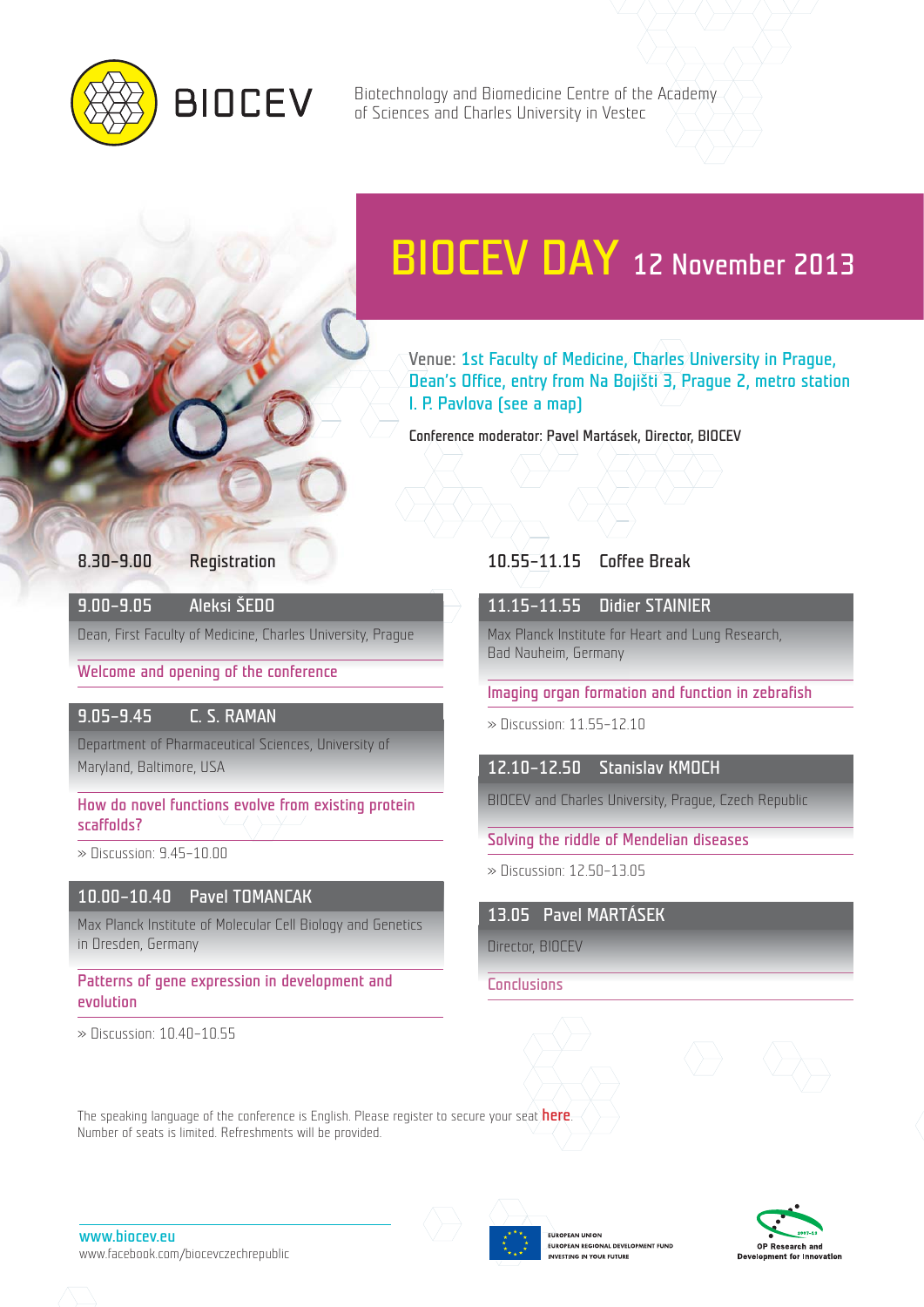BIOCEV

Biotechnology and Biomedicine Centre of the Academy of Sciences and Charles University in Vestec

# BIOCEV DAY 12 November 2013

Venue: 1st Faculty of Medicine, Charles University in Prague, Dean's Office, entry from Na Bojišti 3, Prague 2, metro station I. P. Pavlova (see a map)

Conference moderator: Pavel Martásek, Director, BIOCEV

**8.30–9.00** Registration

**9.00–9.05** Aleksi ŠEDO

Dean, First Faculty of Medicine, Charles University, Prague

Welcome and opening of the conference

**9.05–9.45** C. S. RAMAN

Department of Pharmaceutical Sciences, University of Maryland, Baltimore, USA

How do novel functions evolve from existing protein scaffolds?

» Discussion: 9.45–10.00

**10.00–10.40** Pavel TOMANCAK

Max Planck Institute of Molecular Cell Biology and Genetics in Dresden, Germany

Patterns of gene expression in development and evolution

» Discussion: 10.40–10.55

**10.55–11.15** Coffee Break

**11.15–11.55** Didier STAINIER

Max Planck Institute for Heart and Lung Research, Bad Nauheim, Germany

Imaging organ formation and function in zebrafish

» Discussion: 11.55–12.10

**12.10–12.50** Stanislav KMOCH

BIOCEV and Charles University, Prague, Czech Republic

Solving the riddle of Mendelian diseases

» Discussion: 12.50–13.05

**13.05** Pavel MARTÁSEK

Director, BIOCEV

Conclusions

The speaking language of the conference is English. Please register to secure your seat here.
Number of seats is limited. Refreshments will be provided.

www.biocev.eu
www.facebook.com/biocevczechrepublic

EUROPEAN UNION
EUROPEAN REGIONAL DEVELOPMENT FUND
INVESTING IN YOUR FUTURE

OP Research and Development for Innovation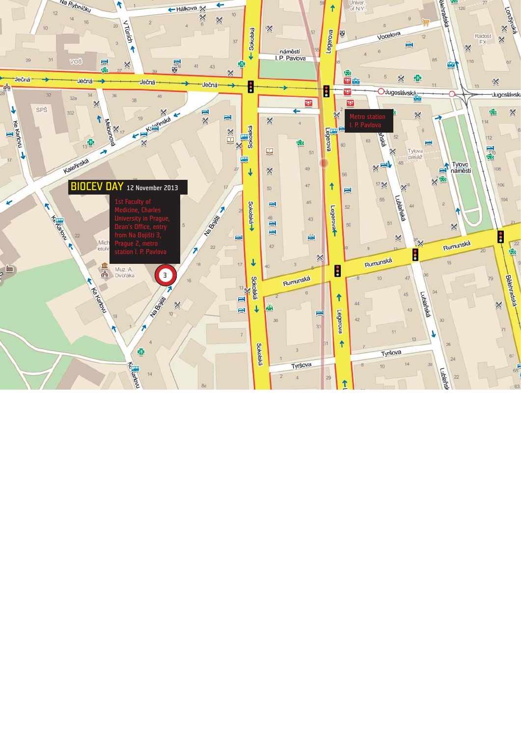BIOCEV DAY 12 November 2013

1st Faculty of Medicine, Charles University in Prague, Dean's Office, entry from Na Bojišti 3, Prague 2, metro station I. P. Pavlova

Metro station I. P. Pavlova